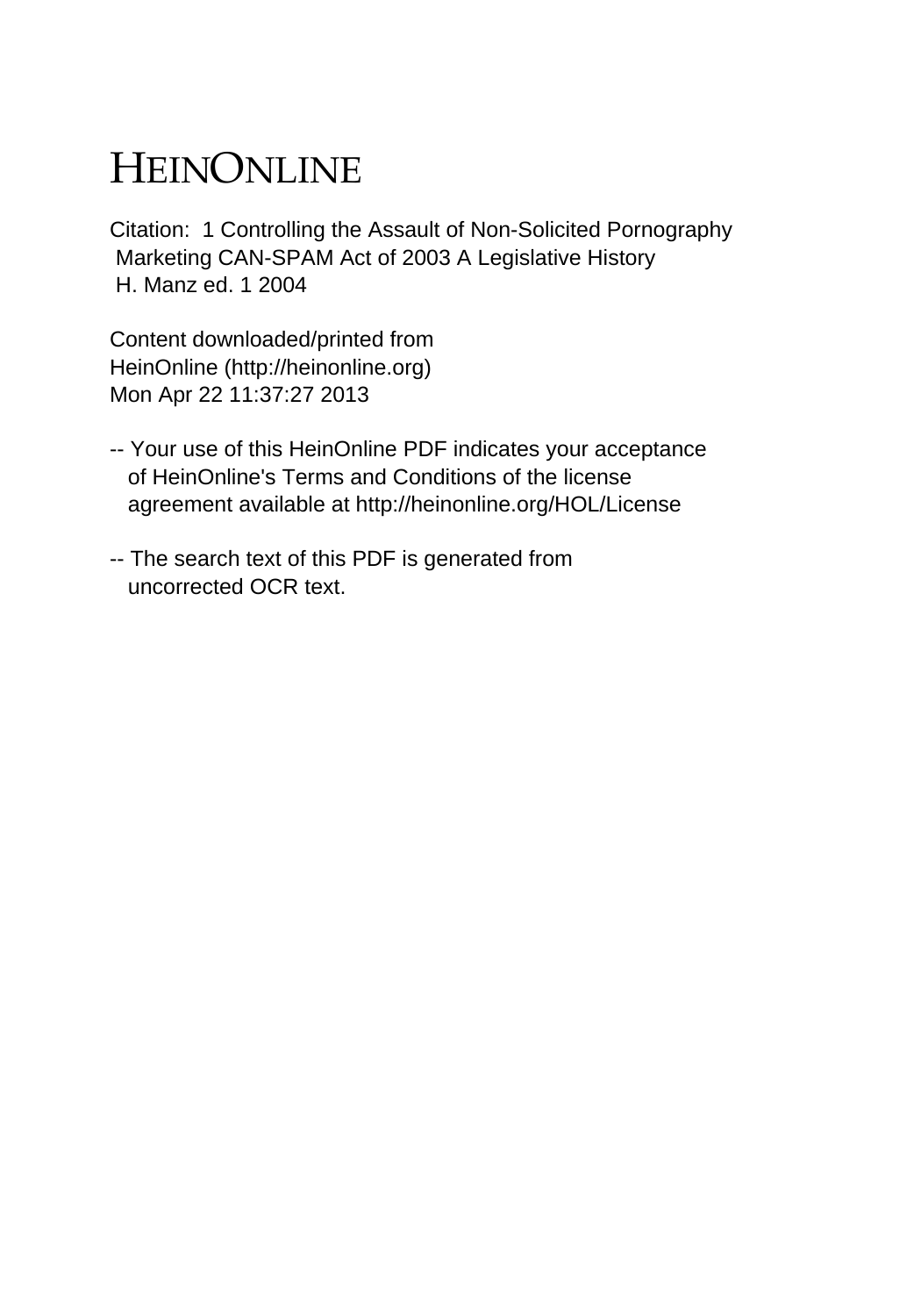# HEINONLINE

Citation: 1 Controlling the Assault of Non-Solicited Pornography Marketing CAN-SPAM Act of 2003 A Legislative History H. Manz ed. 1 2004

Content downloaded/printed from HeinOnline (http://heinonline.org) Mon Apr 22 11:37:27 2013

-- Your use of this HeinOnline PDF indicates your acceptance of HeinOnline's Terms and Conditions of the license agreement available at http://heinonline.org/HOL/License

-- The search text of this PDF is generated from uncorrected OCR text.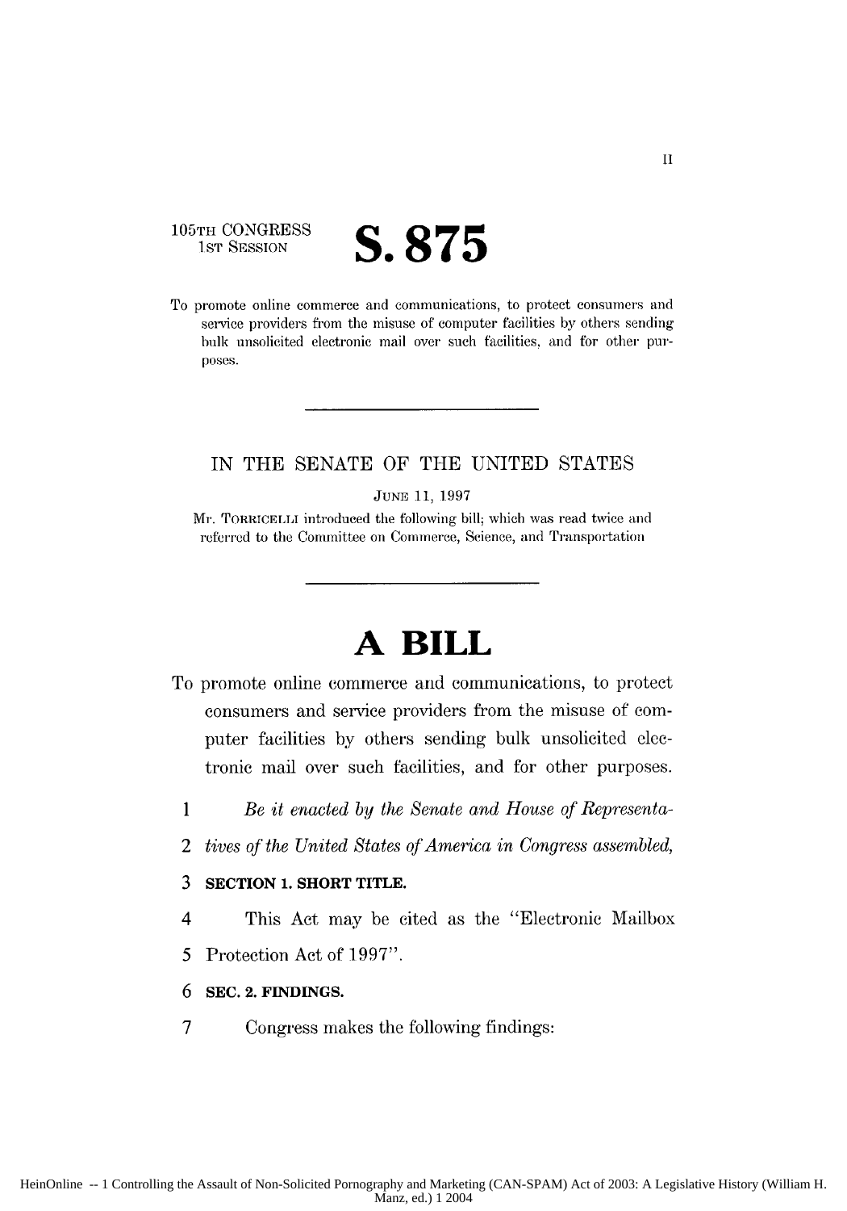105TH CONGRESS
1ST SESSION

# S. 875

To promote online commerce and communications, to protect consumers and service providers from the misuse of computer facilities by others sending bulk unsolicited electronic mail over such facilities, and for other purposes.

---

IN THE SENATE OF THE UNITED STATES

JUNE 11, 1997

Mr. TORRICELLI introduced the following bill; which was read twice and referred to the Committee on Commerce, Science, and Transportation

---

# A BILL

To promote online commerce and communications, to protect consumers and service providers from the misuse of computer facilities by others sending bulk unsolicited electronic mail over such facilities, and for other purposes.

1 *Be it enacted by the Senate and House of Representa-*
2 *tives of the United States of America in Congress assembled,*

3 **SECTION 1. SHORT TITLE.**

4 This Act may be cited as the "Electronic Mailbox
5 Protection Act of 1997".

6 **SEC. 2. FINDINGS.**

7 Congress makes the following findings: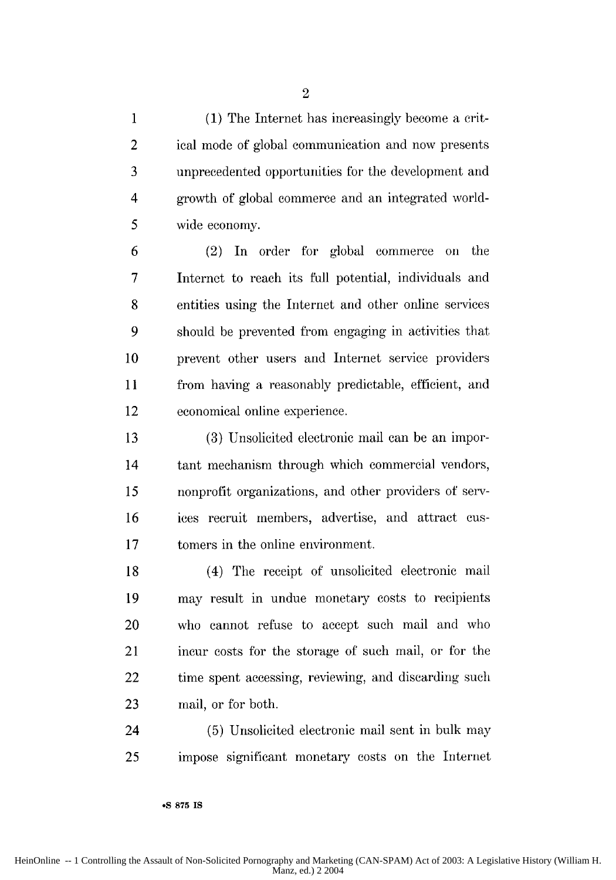(1) The Internet has increasingly become a critical mode of global communication and now presents unprecedented opportunities for the development and growth of global commerce and an integrated worldwide economy.

(2) In order for global commerce on the Internet to reach its full potential, individuals and entities using the Internet and other online services should be prevented from engaging in activities that prevent other users and Internet service providers from having a reasonably predictable, efficient, and economical online experience.

(3) Unsolicited electronic mail can be an important mechanism through which commercial vendors, nonprofit organizations, and other providers of services recruit members, advertise, and attract customers in the online environment.

(4) The receipt of unsolicited electronic mail may result in undue monetary costs to recipients who cannot refuse to accept such mail and who incur costs for the storage of such mail, or for the time spent accessing, reviewing, and discarding such mail, or for both.

(5) Unsolicited electronic mail sent in bulk may impose significant monetary costs on the Internet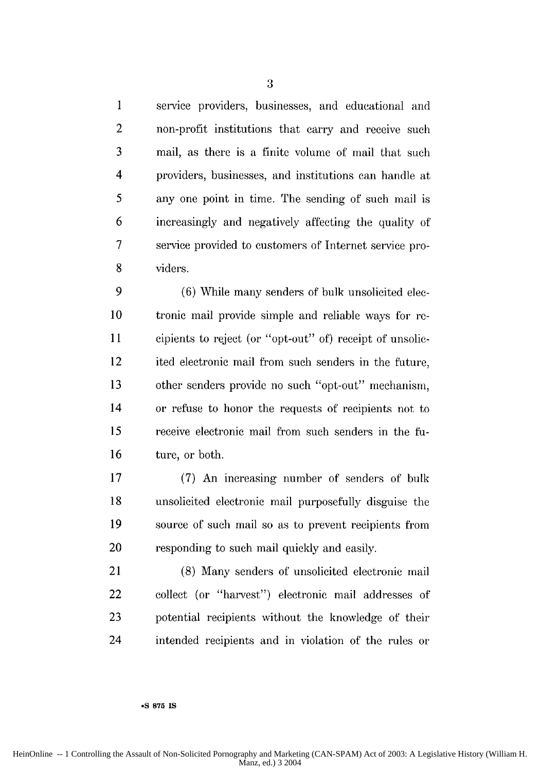service providers, businesses, and educational and non-profit institutions that carry and receive such mail, as there is a finite volume of mail that such providers, businesses, and institutions can handle at any one point in time. The sending of such mail is increasingly and negatively affecting the quality of service provided to customers of Internet service providers.

(6) While many senders of bulk unsolicited electronic mail provide simple and reliable ways for recipients to reject (or "opt-out" of) receipt of unsolicited electronic mail from such senders in the future, other senders provide no such "opt-out" mechanism, or refuse to honor the requests of recipients not to receive electronic mail from such senders in the future, or both.

(7) An increasing number of senders of bulk unsolicited electronic mail purposefully disguise the source of such mail so as to prevent recipients from responding to such mail quickly and easily.

(8) Many senders of unsolicited electronic mail collect (or "harvest") electronic mail addresses of potential recipients without the knowledge of their intended recipients and in violation of the rules or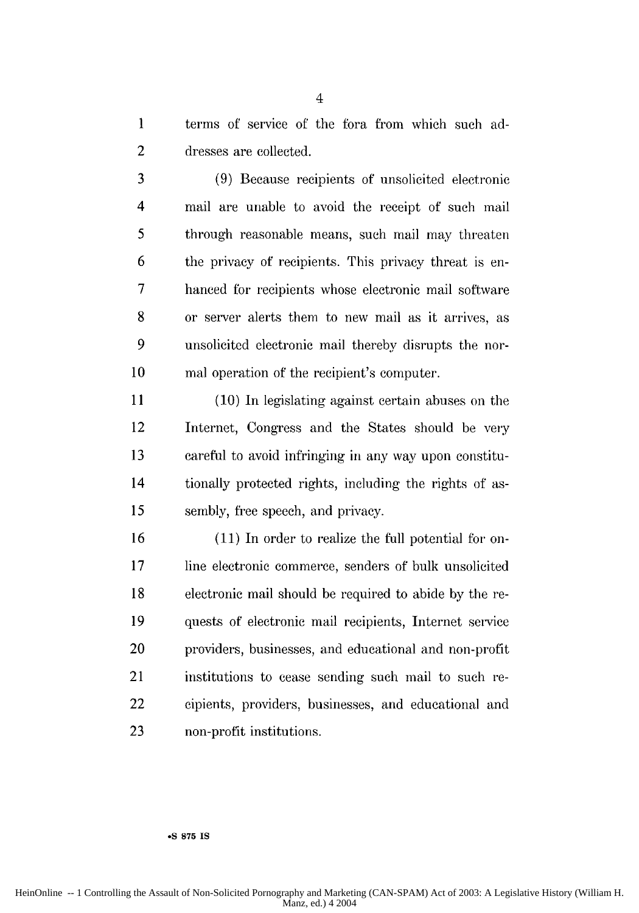terms of service of the fora from which such addresses are collected.

(9) Because recipients of unsolicited electronic mail are unable to avoid the receipt of such mail through reasonable means, such mail may threaten the privacy of recipients. This privacy threat is enhanced for recipients whose electronic mail software or server alerts them to new mail as it arrives, as unsolicited electronic mail thereby disrupts the normal operation of the recipient's computer.

(10) In legislating against certain abuses on the Internet, Congress and the States should be very careful to avoid infringing in any way upon constitutionally protected rights, including the rights of assembly, free speech, and privacy.

(11) In order to realize the full potential for online electronic commerce, senders of bulk unsolicited electronic mail should be required to abide by the requests of electronic mail recipients, Internet service providers, businesses, and educational and non-profit institutions to cease sending such mail to such recipients, providers, businesses, and educational and non-profit institutions.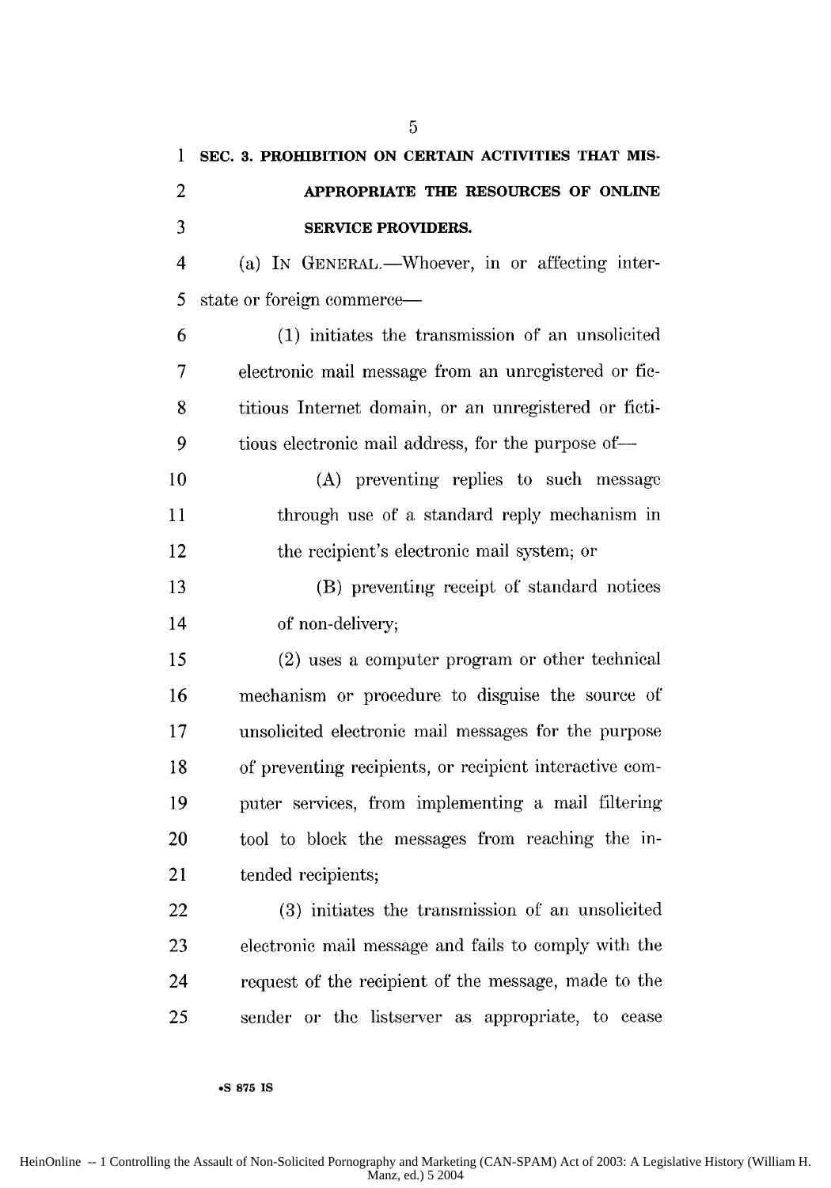**SEC. 3. PROHIBITION ON CERTAIN ACTIVITIES THAT MISAPPROPRIATE THE RESOURCES OF ONLINE SERVICE PROVIDERS.**

(a) IN GENERAL.—Whoever, in or affecting interstate or foreign commerce—

(1) initiates the transmission of an unsolicited electronic mail message from an unregistered or fictitious Internet domain, or an unregistered or fictitious electronic mail address, for the purpose of—

(A) preventing replies to such message through use of a standard reply mechanism in the recipient's electronic mail system; or

(B) preventing receipt of standard notices of non-delivery;

(2) uses a computer program or other technical mechanism or procedure to disguise the source of unsolicited electronic mail messages for the purpose of preventing recipients, or recipient interactive computer services, from implementing a mail filtering tool to block the messages from reaching the intended recipients;

(3) initiates the transmission of an unsolicited electronic mail message and fails to comply with the request of the recipient of the message, made to the sender or the listserver as appropriate, to cease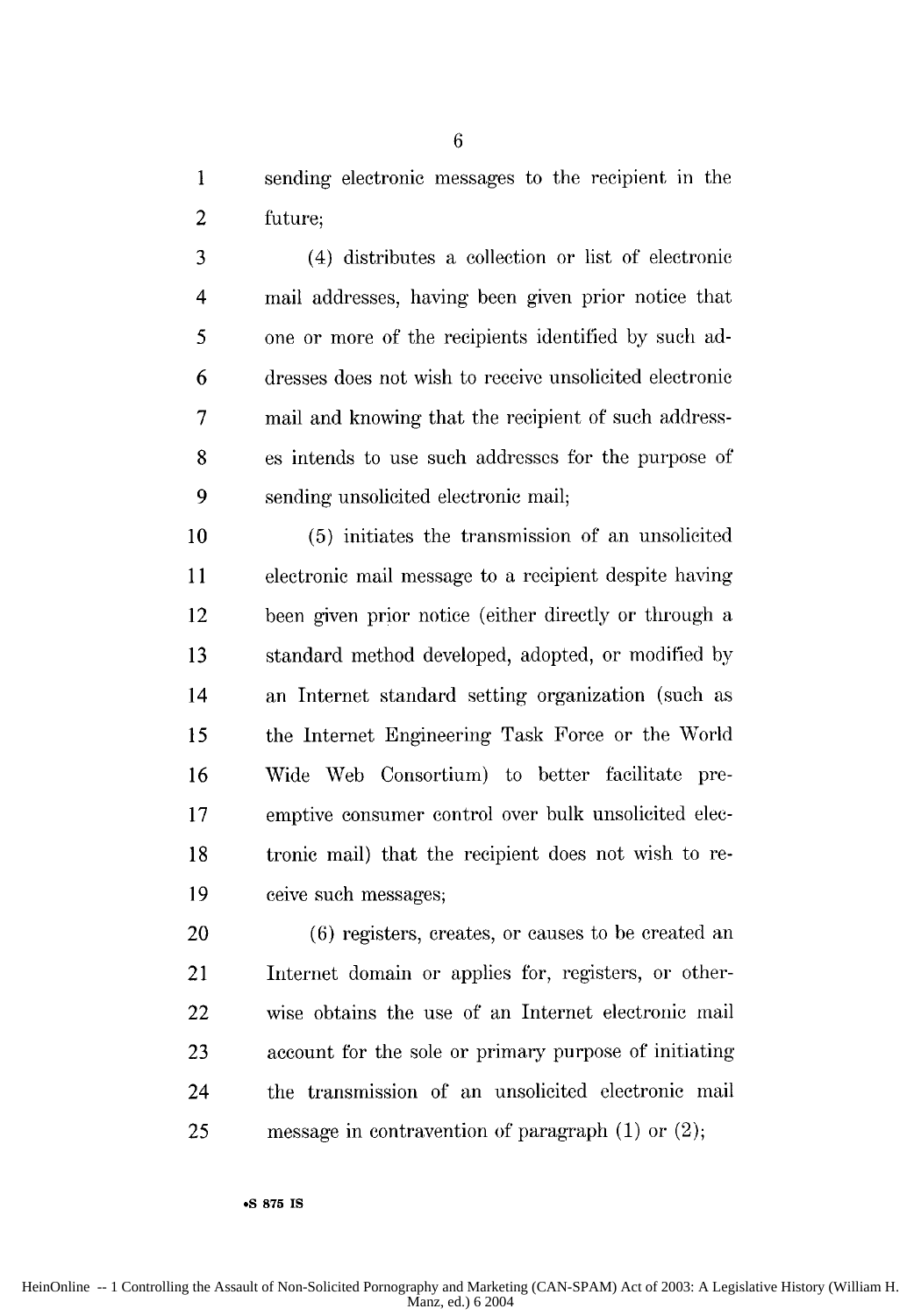sending electronic messages to the recipient in the future;

(4) distributes a collection or list of electronic mail addresses, having been given prior notice that one or more of the recipients identified by such addresses does not wish to receive unsolicited electronic mail and knowing that the recipient of such addresses intends to use such addresses for the purpose of sending unsolicited electronic mail;

(5) initiates the transmission of an unsolicited electronic mail message to a recipient despite having been given prior notice (either directly or through a standard method developed, adopted, or modified by an Internet standard setting organization (such as the Internet Engineering Task Force or the World Wide Web Consortium) to better facilitate preemptive consumer control over bulk unsolicited electronic mail) that the recipient does not wish to receive such messages;

(6) registers, creates, or causes to be created an Internet domain or applies for, registers, or otherwise obtains the use of an Internet electronic mail account for the sole or primary purpose of initiating the transmission of an unsolicited electronic mail message in contravention of paragraph (1) or (2);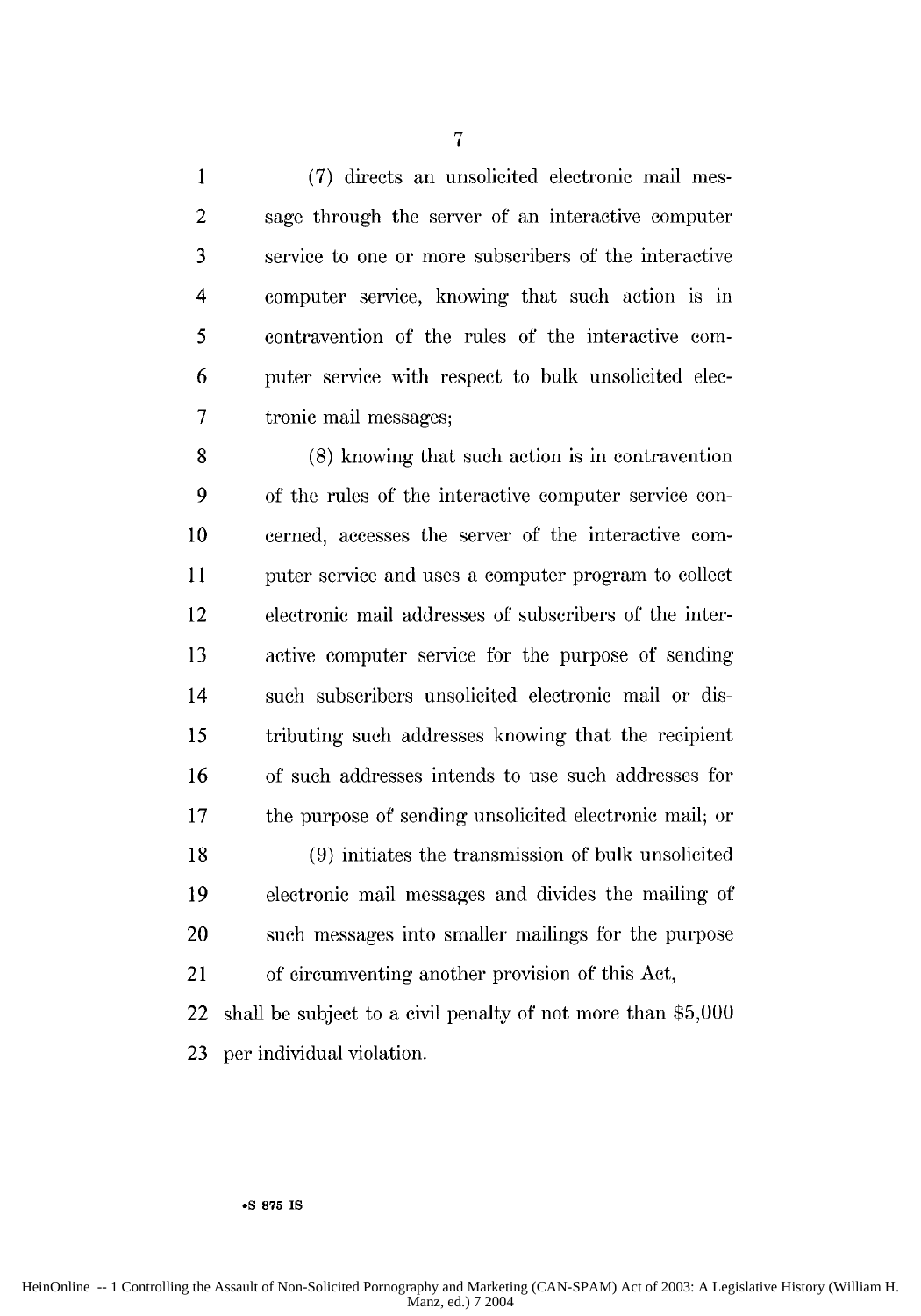(7) directs an unsolicited electronic mail message through the server of an interactive computer service to one or more subscribers of the interactive computer service, knowing that such action is in contravention of the rules of the interactive computer service with respect to bulk unsolicited electronic mail messages;

(8) knowing that such action is in contravention of the rules of the interactive computer service concerned, accesses the server of the interactive computer service and uses a computer program to collect electronic mail addresses of subscribers of the interactive computer service for the purpose of sending such subscribers unsolicited electronic mail or distributing such addresses knowing that the recipient of such addresses intends to use such addresses for the purpose of sending unsolicited electronic mail; or

(9) initiates the transmission of bulk unsolicited electronic mail messages and divides the mailing of such messages into smaller mailings for the purpose of circumventing another provision of this Act,

shall be subject to a civil penalty of not more than $5,000 per individual violation.

•S 875 IS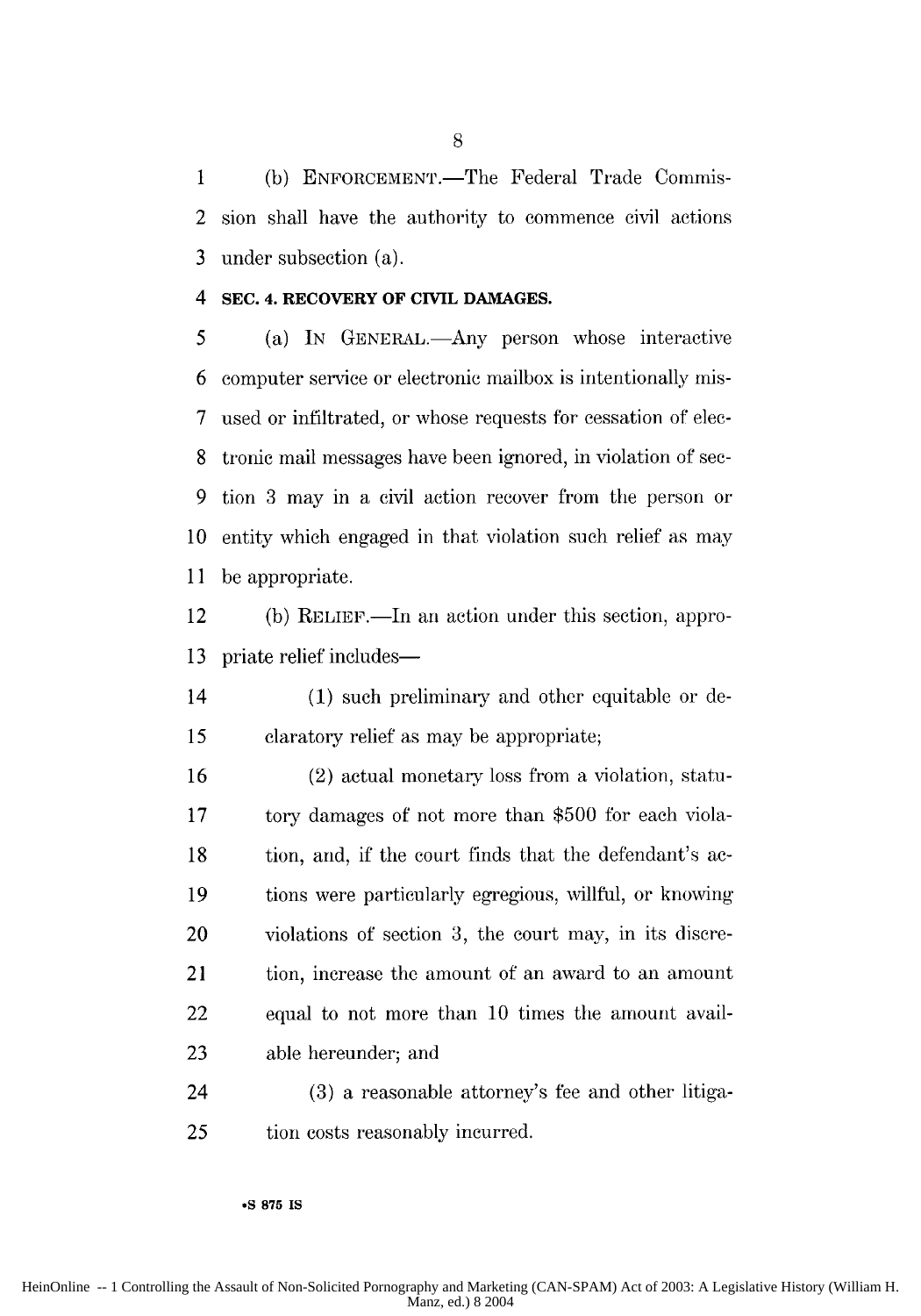(b) ENFORCEMENT.—The Federal Trade Commission shall have the authority to commence civil actions under subsection (a).

**SEC. 4. RECOVERY OF CIVIL DAMAGES.**

(a) IN GENERAL.—Any person whose interactive computer service or electronic mailbox is intentionally misused or infiltrated, or whose requests for cessation of electronic mail messages have been ignored, in violation of section 3 may in a civil action recover from the person or entity which engaged in that violation such relief as may be appropriate.

(b) RELIEF.—In an action under this section, appropriate relief includes—

(1) such preliminary and other equitable or declaratory relief as may be appropriate;

(2) actual monetary loss from a violation, statutory damages of not more than $500 for each violation, and, if the court finds that the defendant's actions were particularly egregious, willful, or knowing violations of section 3, the court may, in its discretion, increase the amount of an award to an amount equal to not more than 10 times the amount available hereunder; and

(3) a reasonable attorney's fee and other litigation costs reasonably incurred.

•S 875 IS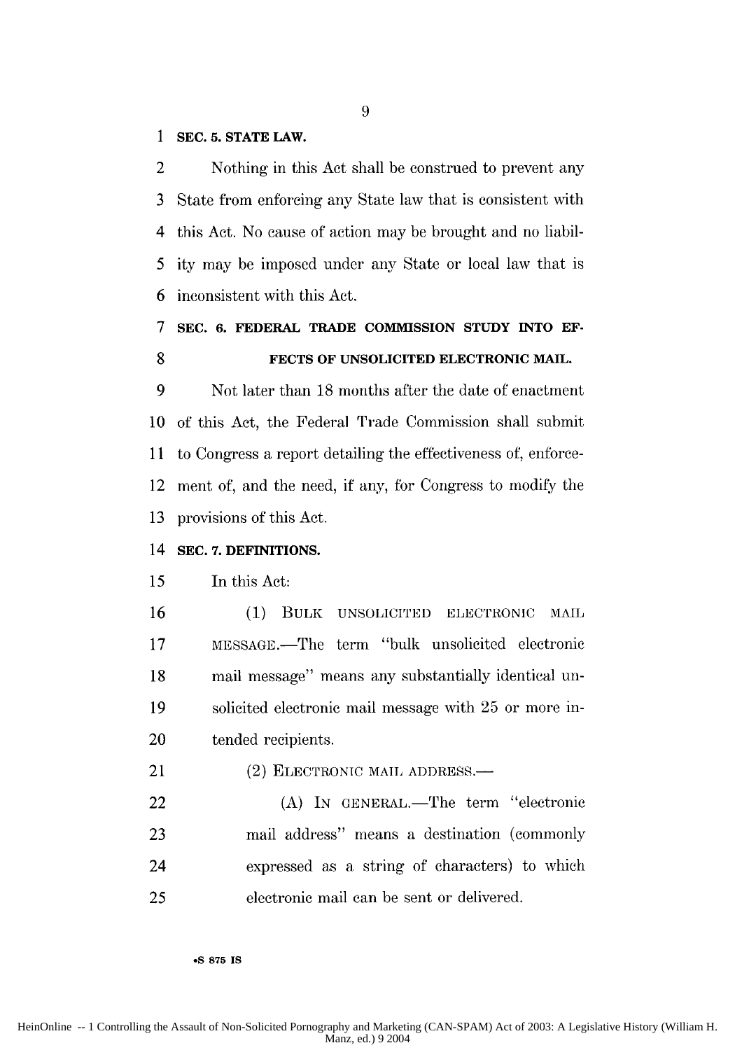**SEC. 5. STATE LAW.**

Nothing in this Act shall be construed to prevent any State from enforcing any State law that is consistent with this Act. No cause of action may be brought and no liability may be imposed under any State or local law that is inconsistent with this Act.

**SEC. 6. FEDERAL TRADE COMMISSION STUDY INTO EFFECTS OF UNSOLICITED ELECTRONIC MAIL.**

Not later than 18 months after the date of enactment of this Act, the Federal Trade Commission shall submit to Congress a report detailing the effectiveness of, enforcement of, and the need, if any, for Congress to modify the provisions of this Act.

**SEC. 7. DEFINITIONS.**

In this Act:

(1) BULK UNSOLICITED ELECTRONIC MAIL MESSAGE.—The term "bulk unsolicited electronic mail message" means any substantially identical unsolicited electronic mail message with 25 or more intended recipients.

(2) ELECTRONIC MAIL ADDRESS.—

(A) IN GENERAL.—The term "electronic mail address" means a destination (commonly expressed as a string of characters) to which electronic mail can be sent or delivered.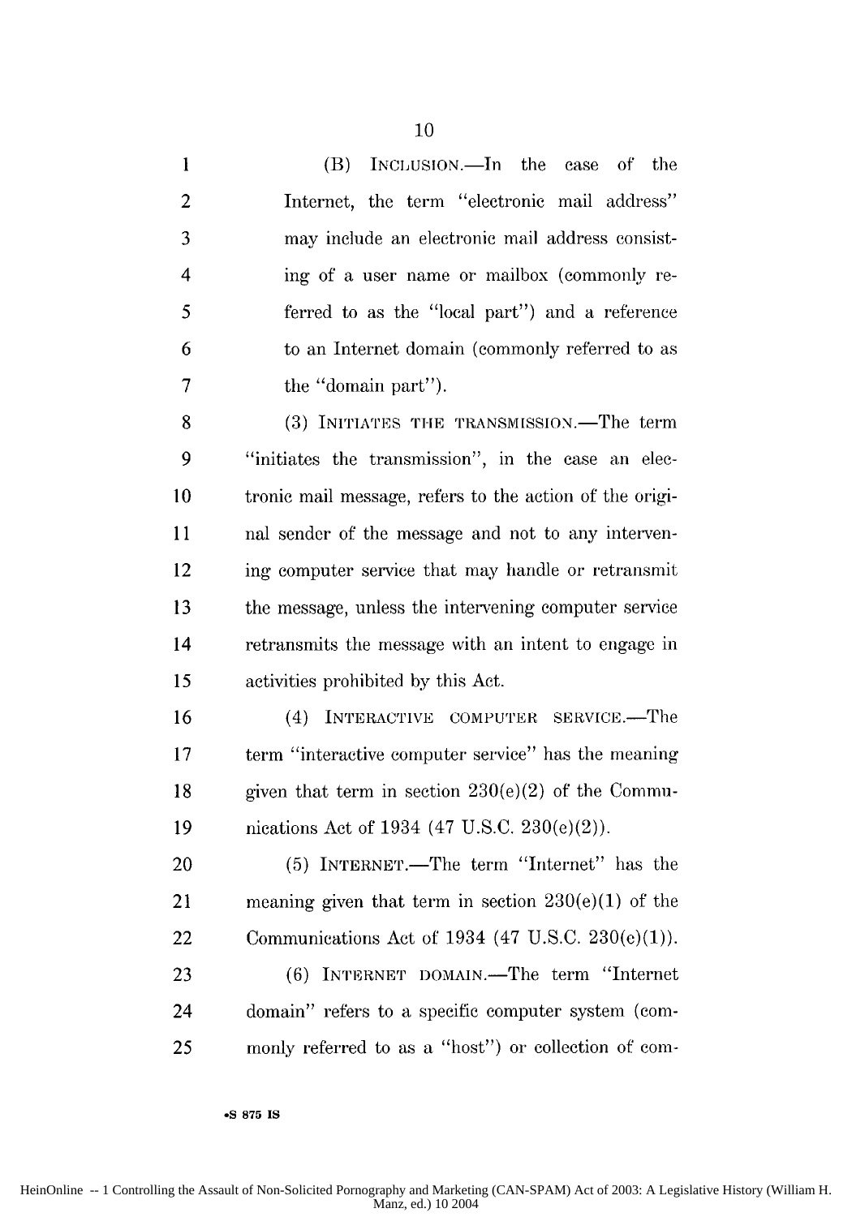(B) INCLUSION.—In the case of the Internet, the term "electronic mail address" may include an electronic mail address consisting of a user name or mailbox (commonly referred to as the "local part") and a reference to an Internet domain (commonly referred to as the "domain part").

(3) INITIATES THE TRANSMISSION.—The term "initiates the transmission", in the case an electronic mail message, refers to the action of the original sender of the message and not to any intervening computer service that may handle or retransmit the message, unless the intervening computer service retransmits the message with an intent to engage in activities prohibited by this Act.

(4) INTERACTIVE COMPUTER SERVICE.—The term "interactive computer service" has the meaning given that term in section 230(e)(2) of the Communications Act of 1934 (47 U.S.C. 230(e)(2)).

(5) INTERNET.—The term "Internet" has the meaning given that term in section 230(e)(1) of the Communications Act of 1934 (47 U.S.C. 230(e)(1)).

(6) INTERNET DOMAIN.—The term "Internet domain" refers to a specific computer system (commonly referred to as a "host") or collection of com-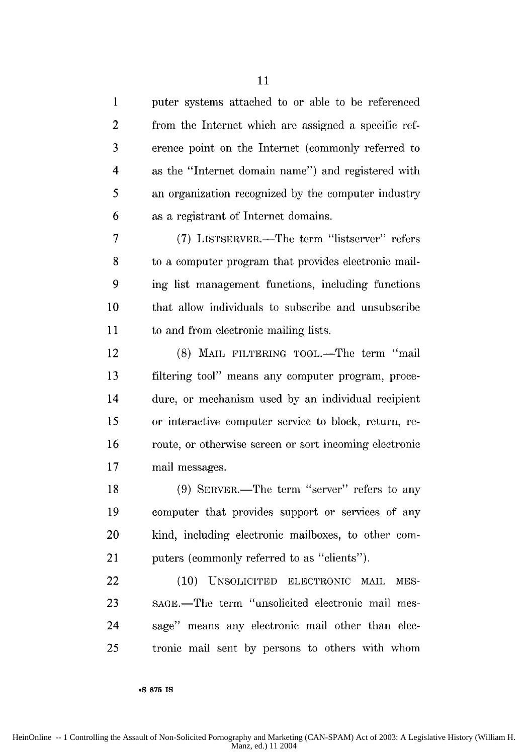puter systems attached to or able to be referenced from the Internet which are assigned a specific reference point on the Internet (commonly referred to as the "Internet domain name") and registered with an organization recognized by the computer industry as a registrant of Internet domains.

(7) LISTSERVER.—The term "listserver" refers to a computer program that provides electronic mailing list management functions, including functions that allow individuals to subscribe and unsubscribe to and from electronic mailing lists.

(8) MAIL FILTERING TOOL.—The term "mail filtering tool" means any computer program, procedure, or mechanism used by an individual recipient or interactive computer service to block, return, reroute, or otherwise screen or sort incoming electronic mail messages.

(9) SERVER.—The term "server" refers to any computer that provides support or services of any kind, including electronic mailboxes, to other computers (commonly referred to as "clients").

(10) UNSOLICITED ELECTRONIC MAIL MESSAGE.—The term "unsolicited electronic mail message" means any electronic mail other than electronic mail sent by persons to others with whom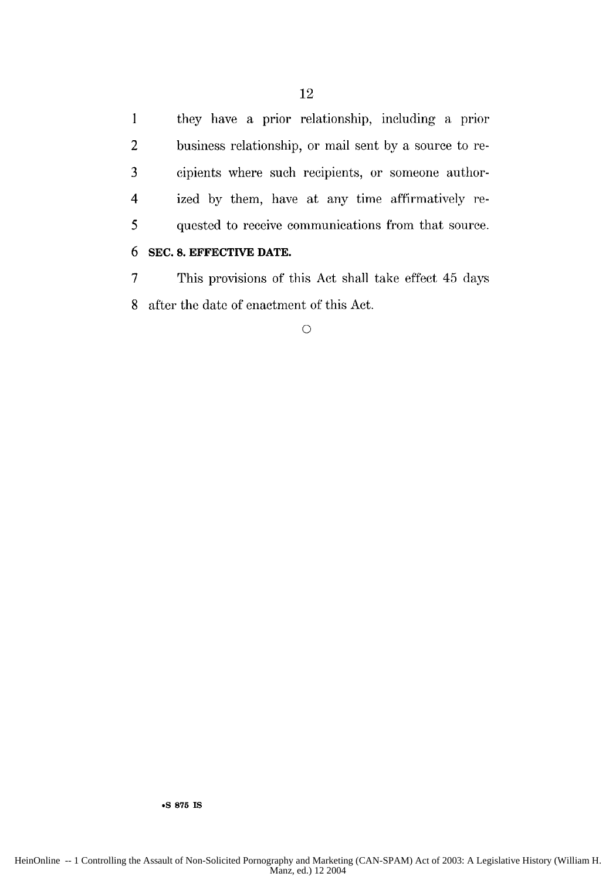they have a prior relationship, including a prior business relationship, or mail sent by a source to recipients where such recipients, or someone authorized by them, have at any time affirmatively requested to receive communications from that source.

**SEC. 8. EFFECTIVE DATE.**

This provisions of this Act shall take effect 45 days after the date of enactment of this Act.

○

•S 875 IS

HeinOnline -- 1 Controlling the Assault of Non-Solicited Pornography and Marketing (CAN-SPAM) Act of 2003: A Legislative History (William H. Manz, ed.) 12 2004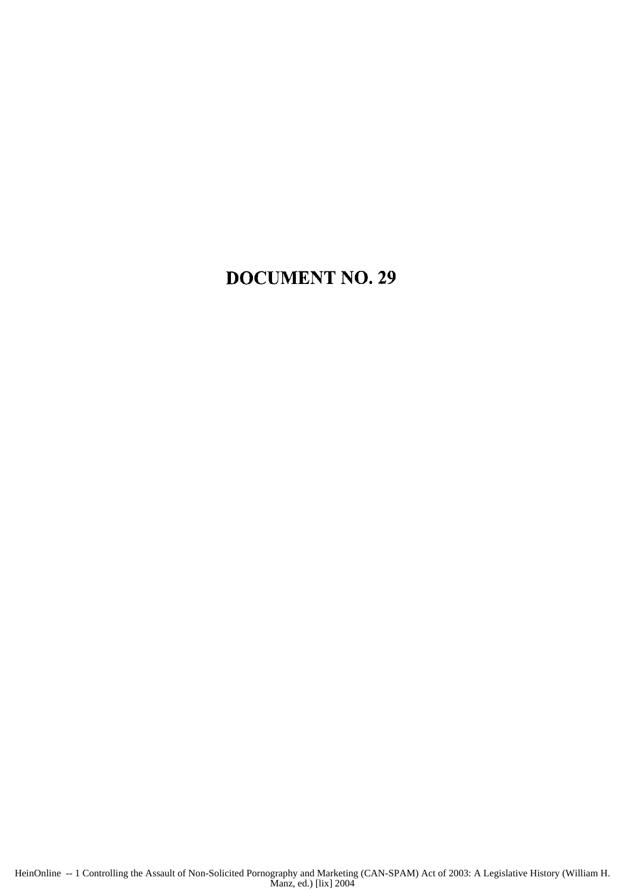# DOCUMENT NO. 29